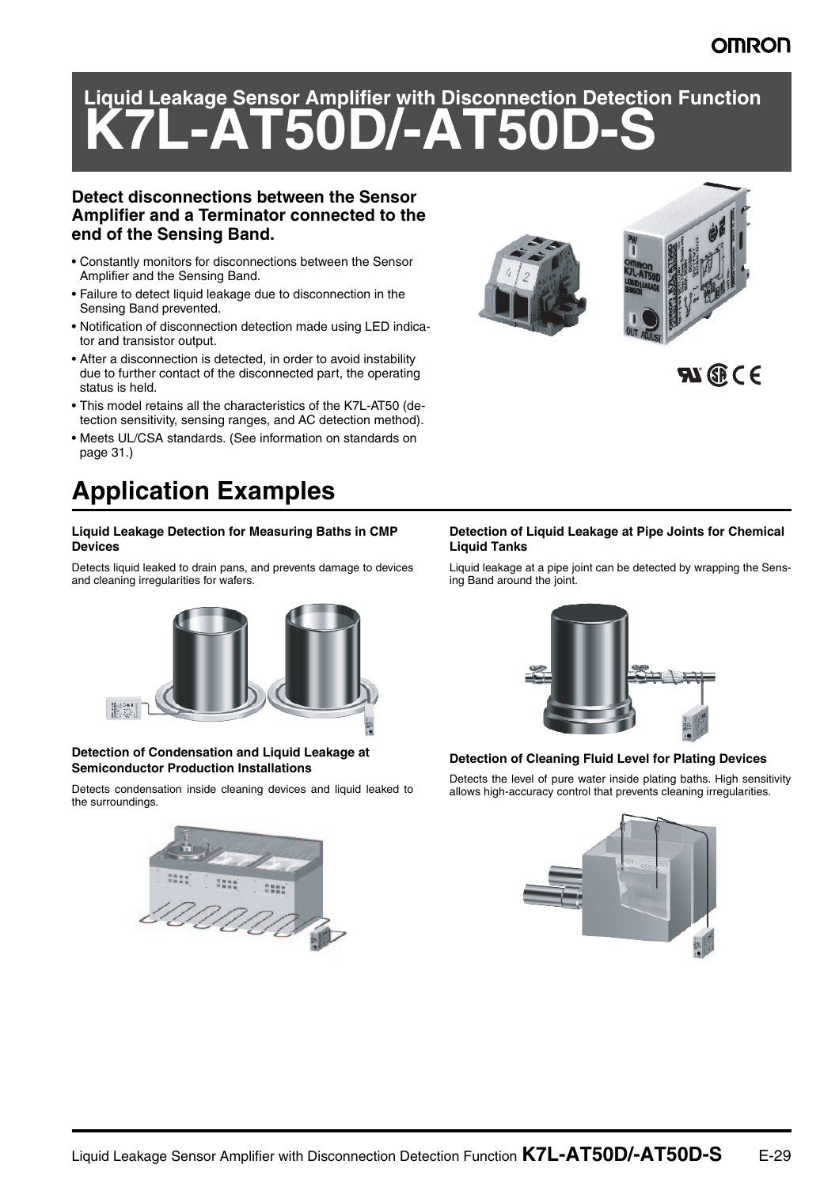# Liquid Leakage Sensor Amplifier with Disconnection Detection Function
# K7L-AT50D/-AT50D-S

**Detect disconnections between the Sensor Amplifier and a Terminator connected to the end of the Sensing Band.**

- Constantly monitors for disconnections between the Sensor Amplifier and the Sensing Band.
- Failure to detect liquid leakage due to disconnection in the Sensing Band prevented.
- Notification of disconnection detection made using LED indicator and transistor output.
- After a disconnection is detected, in order to avoid instability due to further contact of the disconnected part, the operating status is held.
- This model retains all the characteristics of the K7L-AT50 (detection sensitivity, sensing ranges, and AC detection method).
- Meets UL/CSA standards. (See information on standards on page 31.)

## Application Examples

#### Liquid Leakage Detection for Measuring Baths in CMP Devices

Detects liquid leaked to drain pans, and prevents damage to devices and cleaning irregularities for wafers.

#### Detection of Condensation and Liquid Leakage at Semiconductor Production Installations

Detects condensation inside cleaning devices and liquid leaked to the surroundings.

#### Detection of Liquid Leakage at Pipe Joints for Chemical Liquid Tanks

Liquid leakage at a pipe joint can be detected by wrapping the Sensing Band around the joint.

#### Detection of Cleaning Fluid Level for Plating Devices

Detects the level of pure water inside plating baths. High sensitivity allows high-accuracy control that prevents cleaning irregularities.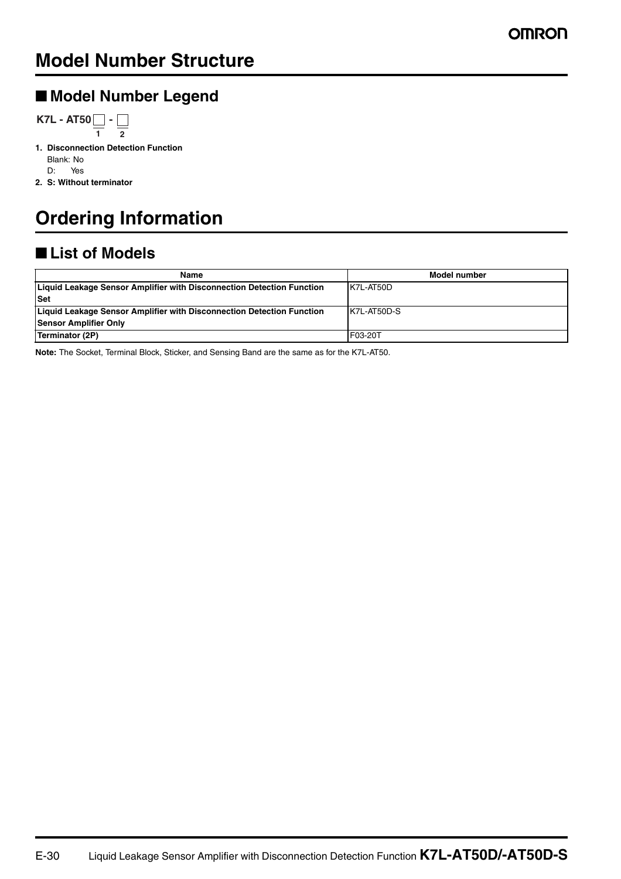# Model Number Structure

## ■ Model Number Legend

**K7L - AT50□ - □**
(1) (2)

1. **Disconnection Detection Function**
   Blank: No
   D: Yes
2. **S: Without terminator**

# Ordering Information

## ■ List of Models

| Name | Model number |
|---|---|
| **Liquid Leakage Sensor Amplifier with Disconnection Detection Function Set** | K7L-AT50D |
| **Liquid Leakage Sensor Amplifier with Disconnection Detection Function Sensor Amplifier Only** | K7L-AT50D-S |
| **Terminator (2P)** | F03-20T |

**Note:** The Socket, Terminal Block, Sticker, and Sensing Band are the same as for the K7L-AT50.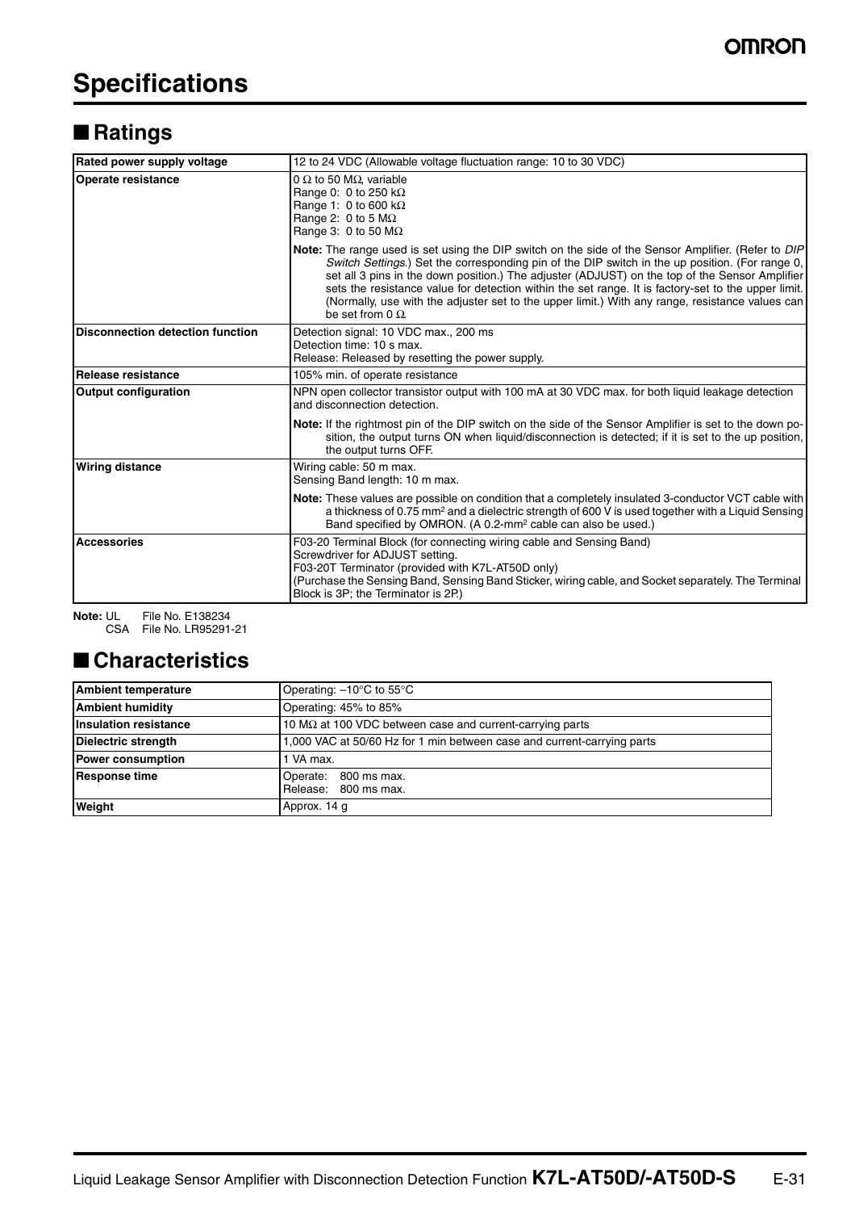# Specifications

## ■ Ratings

| | |
|---|---|
| **Rated power supply voltage** | 12 to 24 VDC (Allowable voltage fluctuation range: 10 to 30 VDC) |
| **Operate resistance** | 0 Ω to 50 MΩ, variable<br>Range 0: 0 to 250 kΩ<br>Range 1: 0 to 600 kΩ<br>Range 2: 0 to 5 MΩ<br>Range 3: 0 to 50 MΩ<br><br>**Note:** The range used is set using the DIP switch on the side of the Sensor Amplifier. (Refer to *DIP Switch Settings*.) Set the corresponding pin of the DIP switch in the up position. (For range 0, set all 3 pins in the down position.) The adjuster (ADJUST) on the top of the Sensor Amplifier sets the resistance value for detection within the set range. It is factory-set to the upper limit. (Normally, use with the adjuster set to the upper limit.) With any range, resistance values can be set from 0 Ω. |
| **Disconnection detection function** | Detection signal: 10 VDC max., 200 ms<br>Detection time: 10 s max.<br>Release: Released by resetting the power supply. |
| **Release resistance** | 105% min. of operate resistance |
| **Output configuration** | NPN open collector transistor output with 100 mA at 30 VDC max. for both liquid leakage detection and disconnection detection.<br><br>**Note:** If the rightmost pin of the DIP switch on the side of the Sensor Amplifier is set to the down position, the output turns ON when liquid/disconnection is detected; if it is set to the up position, the output turns OFF. |
| **Wiring distance** | Wiring cable: 50 m max.<br>Sensing Band length: 10 m max.<br><br>**Note:** These values are possible on condition that a completely insulated 3-conductor VCT cable with a thickness of 0.75 mm² and a dielectric strength of 600 V is used together with a Liquid Sensing Band specified by OMRON. (A 0.2-mm² cable can also be used.) |
| **Accessories** | F03-20 Terminal Block (for connecting wiring cable and Sensing Band)<br>Screwdriver for ADJUST setting.<br>F03-20T Terminator (provided with K7L-AT50D only)<br>(Purchase the Sensing Band, Sensing Band Sticker, wiring cable, and Socket separately. The Terminal Block is 3P; the Terminator is 2P.) |

**Note:** UL File No. E138234
CSA File No. LR95291-21

## ■ Characteristics

| | |
|---|---|
| **Ambient temperature** | Operating: –10°C to 55°C |
| **Ambient humidity** | Operating: 45% to 85% |
| **Insulation resistance** | 10 MΩ at 100 VDC between case and current-carrying parts |
| **Dielectric strength** | 1,000 VAC at 50/60 Hz for 1 min between case and current-carrying parts |
| **Power consumption** | 1 VA max. |
| **Response time** | Operate: 800 ms max.<br>Release: 800 ms max. |
| **Weight** | Approx. 14 g |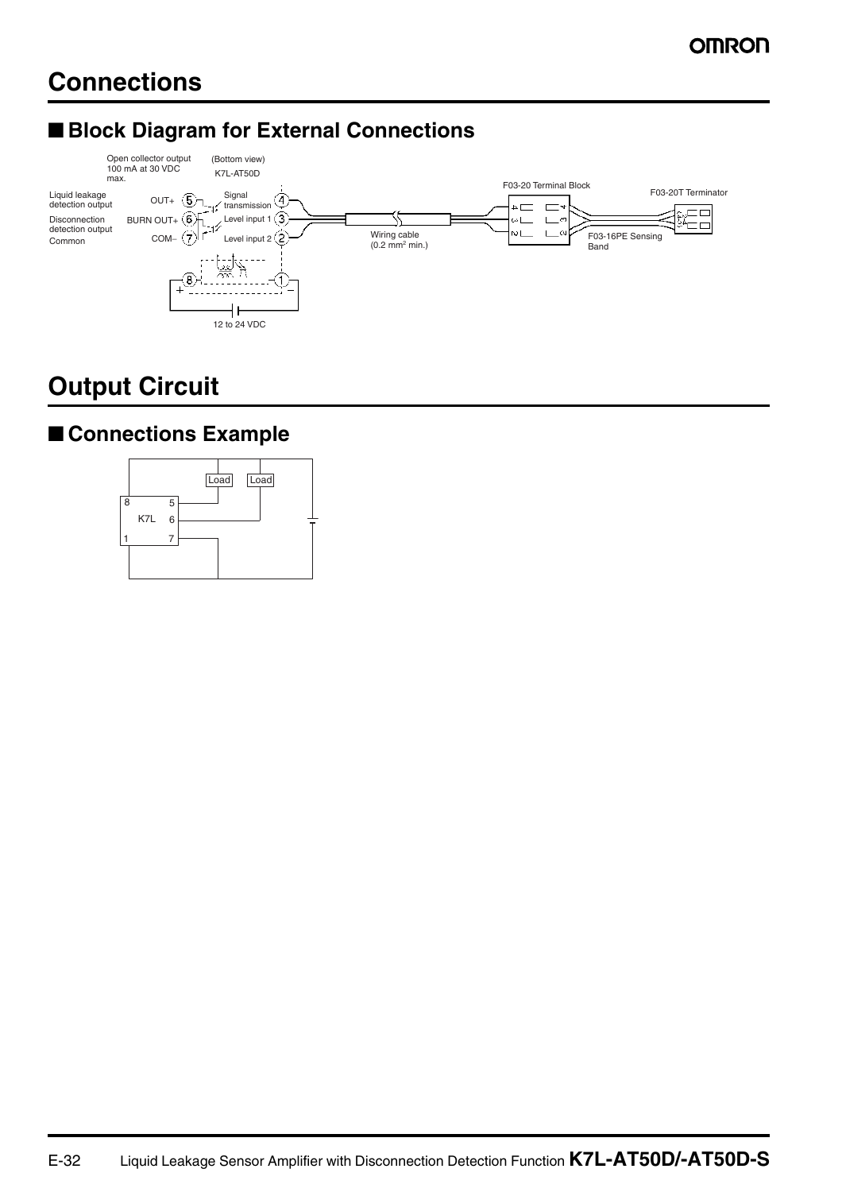# Connections

## ■ Block Diagram for External Connections

Open collector output 100 mA at 30 VDC max.

(Bottom view)
K7L-AT50D

Liquid leakage detection output — OUT+ (5)

Disconnection detection output — BURN OUT+ (6)

Common — COM− (7)

Signal transmission (4)

Level input 1 (3)

Level input 2 (2)

(8) + — (1) −

12 to 24 VDC

Wiring cable (0.2 mm² min.)

F03-20 Terminal Block

F03-16PE Sensing Band

F03-20T Terminator

# Output Circuit

## ■ Connections Example

K7L: 8, 5, 6, 1, 7

Load

Load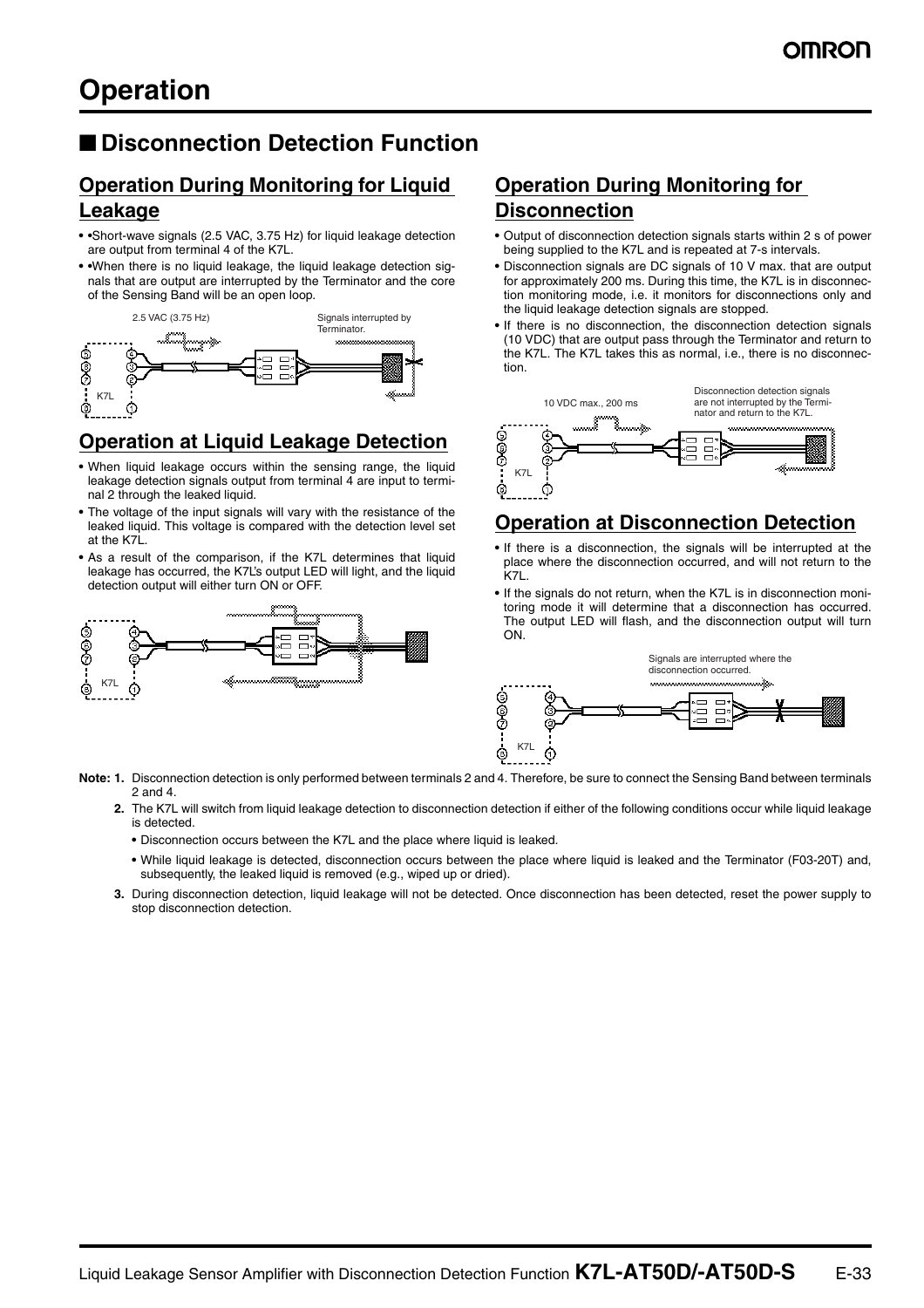# Operation

## ■ Disconnection Detection Function

### Operation During Monitoring for Liquid Leakage

- •Short-wave signals (2.5 VAC, 3.75 Hz) for liquid leakage detection are output from terminal 4 of the K7L.
- •When there is no liquid leakage, the liquid leakage detection signals that are output are interrupted by the Terminator and the core of the Sensing Band will be an open loop.

2.5 VAC (3.75 Hz)

Signals interrupted by Terminator.

### Operation at Liquid Leakage Detection

- When liquid leakage occurs within the sensing range, the liquid leakage detection signals output from terminal 4 are input to terminal 2 through the leaked liquid.
- The voltage of the input signals will vary with the resistance of the leaked liquid. This voltage is compared with the detection level set at the K7L.
- As a result of the comparison, if the K7L determines that liquid leakage has occurred, the K7L's output LED will light, and the liquid detection output will either turn ON or OFF.

### Operation During Monitoring for Disconnection

- Output of disconnection detection signals starts within 2 s of power being supplied to the K7L and is repeated at 7-s intervals.
- Disconnection signals are DC signals of 10 V max. that are output for approximately 200 ms. During this time, the K7L is in disconnection monitoring mode, i.e. it monitors for disconnections only and the liquid leakage detection signals are stopped.
- If there is no disconnection, the disconnection detection signals (10 VDC) that are output pass through the Terminator and return to the K7L. The K7L takes this as normal, i.e., there is no disconnection.

10 VDC max., 200 ms

Disconnection detection signals are not interrupted by the Terminator and return to the K7L.

### Operation at Disconnection Detection

- If there is a disconnection, the signals will be interrupted at the place where the disconnection occurred, and will not return to the K7L.
- If the signals do not return, when the K7L is in disconnection monitoring mode it will determine that a disconnection has occurred. The output LED will flash, and the disconnection output will turn ON.

Signals are interrupted where the disconnection occurred.

**Note: 1.** Disconnection detection is only performed between terminals 2 and 4. Therefore, be sure to connect the Sensing Band between terminals 2 and 4.

**2.** The K7L will switch from liquid leakage detection to disconnection detection if either of the following conditions occur while liquid leakage is detected.

- Disconnection occurs between the K7L and the place where liquid is leaked.
- While liquid leakage is detected, disconnection occurs between the place where liquid is leaked and the Terminator (F03-20T) and, subsequently, the leaked liquid is removed (e.g., wiped up or dried).

**3.** During disconnection detection, liquid leakage will not be detected. Once disconnection has been detected, reset the power supply to stop disconnection detection.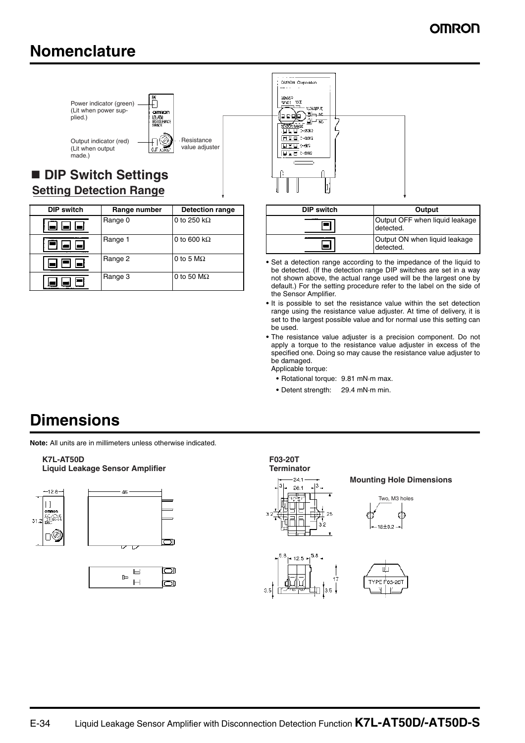# Nomenclature

Power indicator (green) (Lit when power supplied.)

Output indicator (red) (Lit when output made.)

Resistance value adjuster

## ■ DIP Switch Settings

### Setting Detection Range

| DIP switch | Range number | Detection range |
|---|---|---|
| | Range 0 | 0 to 250 kΩ |
| | Range 1 | 0 to 600 kΩ |
| | Range 2 | 0 to 5 MΩ |
| | Range 3 | 0 to 50 MΩ |

| DIP switch | Output |
|---|---|
| | Output OFF when liquid leakage detected. |
| | Output ON when liquid leakage detected. |

- Set a detection range according to the impedance of the liquid to be detected. (If the detection range DIP switches are set in a way not shown above, the actual range used will be the largest one by default.) For the setting procedure refer to the label on the side of the Sensor Amplifier.
- It is possible to set the resistance value within the set detection range using the resistance value adjuster. At time of delivery, it is set to the largest possible value and for normal use this setting can be used.
- The resistance value adjuster is a precision component. Do not apply a torque to the resistance value adjuster in excess of the specified one. Doing so may cause the resistance value adjuster to be damaged.

  Applicable torque:
  - Rotational torque: 9.81 mN·m max.
  - Detent strength: 29.4 mN·m min.

# Dimensions

**Note:** All units are in millimeters unless otherwise indicated.

**K7L-AT50D**
**Liquid Leakage Sensor Amplifier**

**F03-20T**
**Terminator**

**Mounting Hole Dimensions**

Two, M3 holes

18±0.2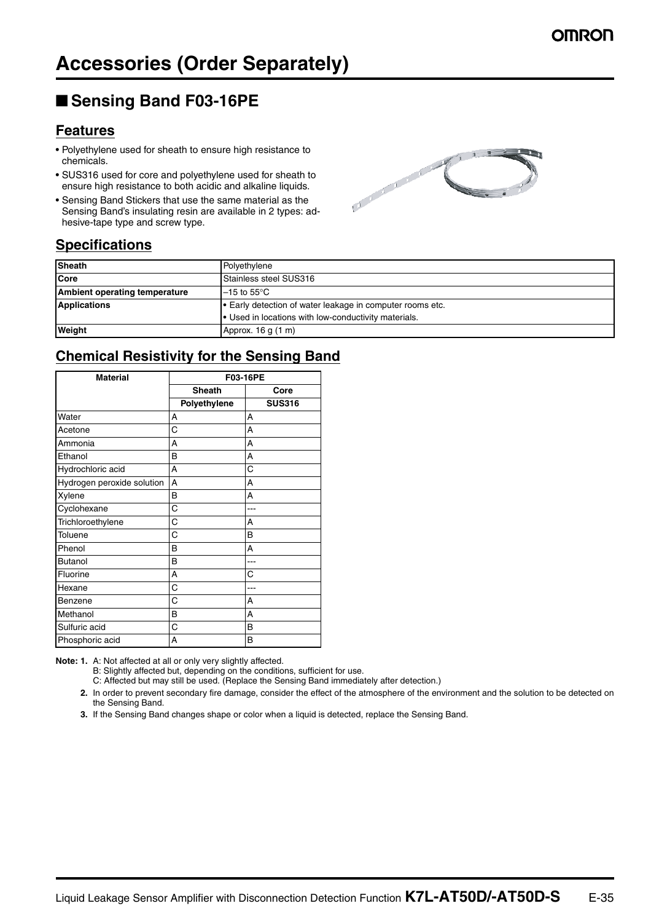# Accessories (Order Separately)

## ■ Sensing Band F03-16PE

### Features

- Polyethylene used for sheath to ensure high resistance to chemicals.
- SUS316 used for core and polyethylene used for sheath to ensure high resistance to both acidic and alkaline liquids.
- Sensing Band Stickers that use the same material as the Sensing Band's insulating resin are available in 2 types: adhesive-tape type and screw type.

### Specifications

| | |
|---|---|
| **Sheath** | Polyethylene |
| **Core** | Stainless steel SUS316 |
| **Ambient operating temperature** | –15 to 55°C |
| **Applications** | • Early detection of water leakage in computer rooms etc.<br>• Used in locations with low-conductivity materials. |
| **Weight** | Approx. 16 g (1 m) |

### Chemical Resistivity for the Sensing Band

| Material | F03-16PE | |
|---|---|---|
| | Sheath | Core |
| | Polyethylene | SUS316 |
| Water | A | A |
| Acetone | C | A |
| Ammonia | A | A |
| Ethanol | B | A |
| Hydrochloric acid | A | C |
| Hydrogen peroxide solution | A | A |
| Xylene | B | A |
| Cyclohexane | C | --- |
| Trichloroethylene | C | A |
| Toluene | C | B |
| Phenol | B | A |
| Butanol | B | --- |
| Fluorine | A | C |
| Hexane | C | --- |
| Benzene | C | A |
| Methanol | B | A |
| Sulfuric acid | C | B |
| Phosphoric acid | A | B |

**Note: 1.** A: Not affected at all or only very slightly affected.
B: Slightly affected but, depending on the conditions, sufficient for use.
C: Affected but may still be used. (Replace the Sensing Band immediately after detection.)

**2.** In order to prevent secondary fire damage, consider the effect of the atmosphere of the environment and the solution to be detected on the Sensing Band.

**3.** If the Sensing Band changes shape or color when a liquid is detected, replace the Sensing Band.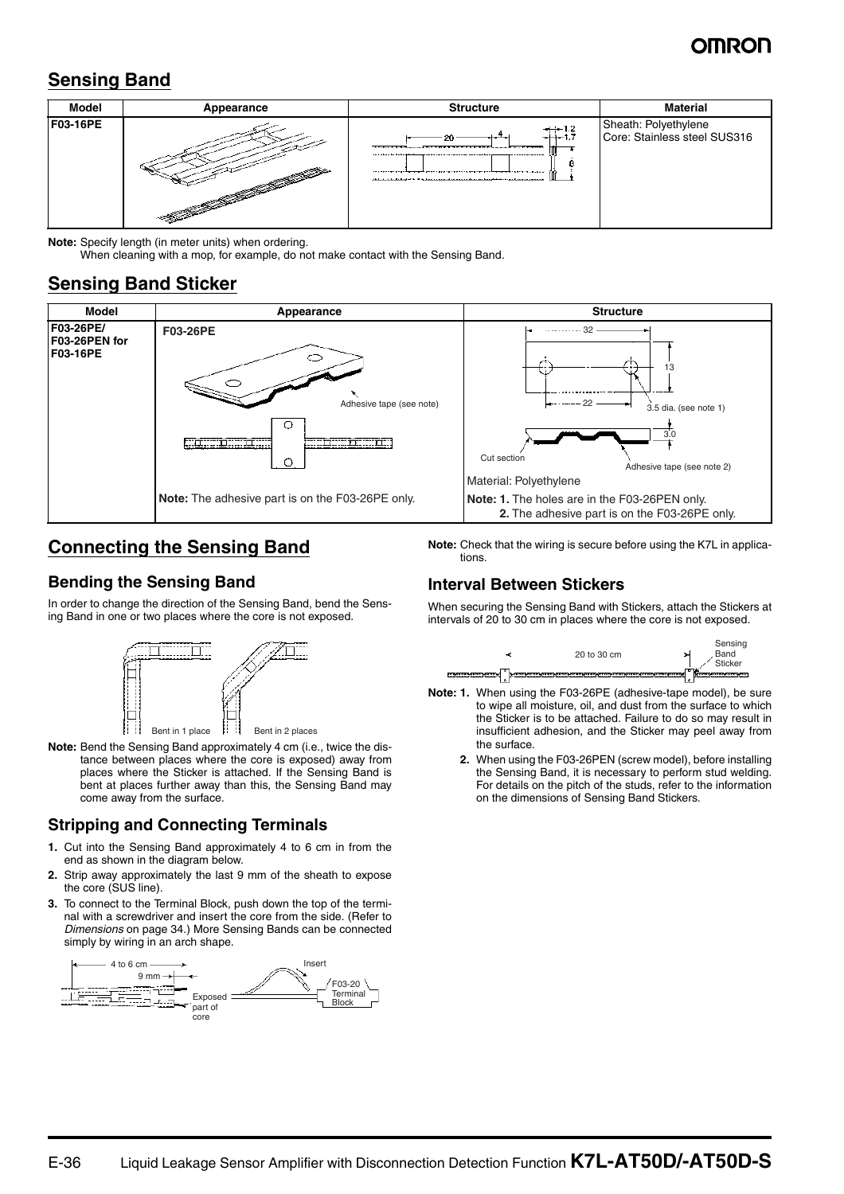## Sensing Band

| Model | Appearance | Structure | Material |
|---|---|---|---|
| F03-16PE | | 20, 4, 1.2, 1.7, 6 | Sheath: Polyethylene<br>Core: Stainless steel SUS316 |

**Note:** Specify length (in meter units) when ordering.
When cleaning with a mop, for example, do not make contact with the Sensing Band.

## Sensing Band Sticker

| Model | Appearance | Structure |
|---|---|---|
| F03-26PE/<br>F03-26PEN for F03-16PE | F03-26PE<br>Adhesive tape (see note)<br><br>**Note:** The adhesive part is on the F03-26PE only. | 32, 13, 22, 3.5 dia. (see note 1), 3.0<br>Cut section<br>Adhesive tape (see note 2)<br>Material: Polyethylene<br>**Note: 1.** The holes are in the F03-26PEN only.<br>**2.** The adhesive part is on the F03-26PE only. |

## Connecting the Sensing Band

### Bending the Sensing Band

In order to change the direction of the Sensing Band, bend the Sensing Band in one or two places where the core is not exposed.

Bent in 1 place    Bent in 2 places

**Note:** Bend the Sensing Band approximately 4 cm (i.e., twice the distance between places where the core is exposed) away from places where the Sticker is attached. If the Sensing Band is bent at places further away than this, the Sensing Band may come away from the surface.

### Stripping and Connecting Terminals

1. Cut into the Sensing Band approximately 4 to 6 cm in from the end as shown in the diagram below.
2. Strip away approximately the last 9 mm of the sheath to expose the core (SUS line).
3. To connect to the Terminal Block, push down the top of the terminal with a screwdriver and insert the core from the side. (Refer to *Dimensions* on page 34.) More Sensing Bands can be connected simply by wiring in an arch shape.

4 to 6 cm, 9 mm, Exposed part of core, Insert, F03-20 Terminal Block

**Note:** Check that the wiring is secure before using the K7L in applications.

### Interval Between Stickers

When securing the Sensing Band with Stickers, attach the Stickers at intervals of 20 to 30 cm in places where the core is not exposed.

20 to 30 cm, Sensing Band Sticker

**Note: 1.** When using the F03-26PE (adhesive-tape model), be sure to wipe all moisture, oil, and dust from the surface to which the Sticker is to be attached. Failure to do so may result in insufficient adhesion, and the Sticker may peel away from the surface.

**2.** When using the F03-26PEN (screw model), before installing the Sensing Band, it is necessary to perform stud welding. For details on the pitch of the studs, refer to the information on the dimensions of Sensing Band Stickers.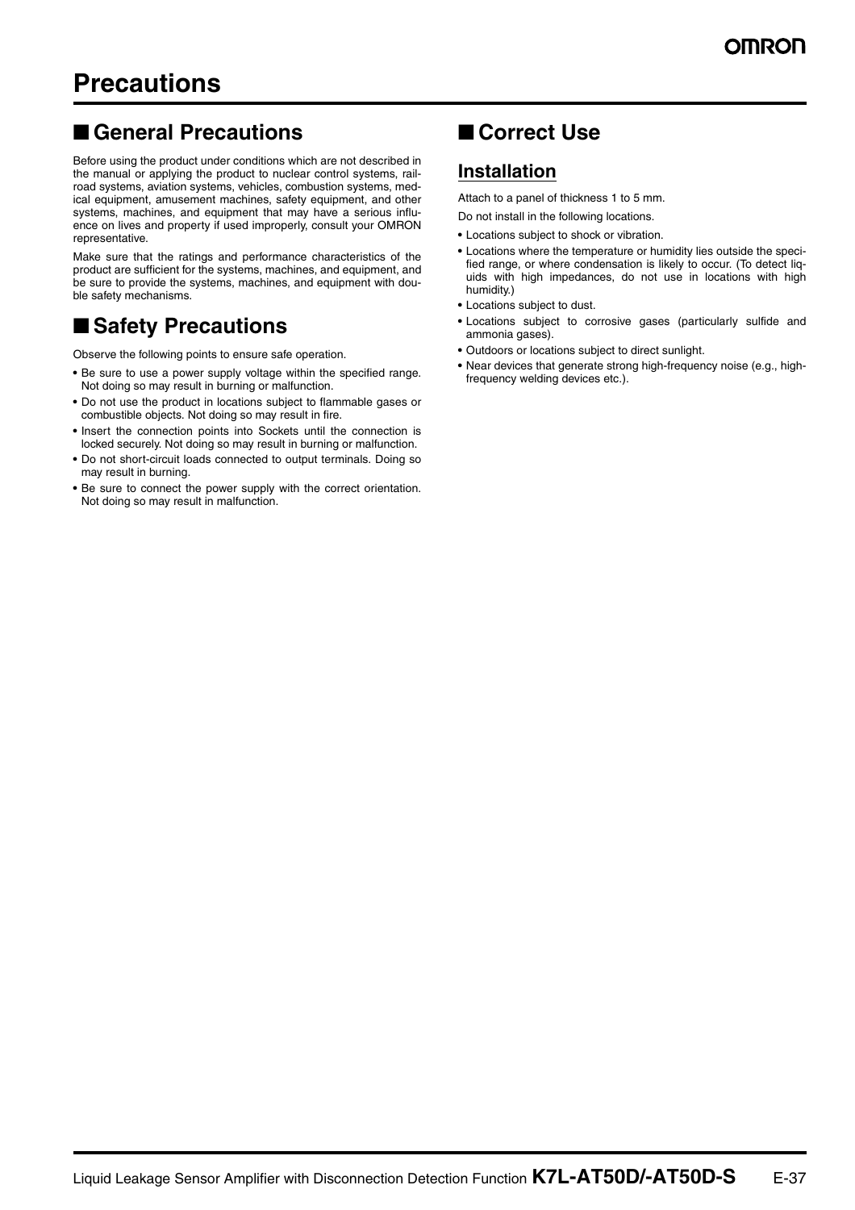# Precautions

## ■ General Precautions

Before using the product under conditions which are not described in the manual or applying the product to nuclear control systems, railroad systems, aviation systems, vehicles, combustion systems, medical equipment, amusement machines, safety equipment, and other systems, machines, and equipment that may have a serious influence on lives and property if used improperly, consult your OMRON representative.

Make sure that the ratings and performance characteristics of the product are sufficient for the systems, machines, and equipment, and be sure to provide the systems, machines, and equipment with double safety mechanisms.

## ■ Safety Precautions

Observe the following points to ensure safe operation.

- Be sure to use a power supply voltage within the specified range. Not doing so may result in burning or malfunction.
- Do not use the product in locations subject to flammable gases or combustible objects. Not doing so may result in fire.
- Insert the connection points into Sockets until the connection is locked securely. Not doing so may result in burning or malfunction.
- Do not short-circuit loads connected to output terminals. Doing so may result in burning.
- Be sure to connect the power supply with the correct orientation. Not doing so may result in malfunction.

## ■ Correct Use

### Installation

Attach to a panel of thickness 1 to 5 mm.

Do not install in the following locations.

- Locations subject to shock or vibration.
- Locations where the temperature or humidity lies outside the specified range, or where condensation is likely to occur. (To detect liquids with high impedances, do not use in locations with high humidity.)
- Locations subject to dust.
- Locations subject to corrosive gases (particularly sulfide and ammonia gases).
- Outdoors or locations subject to direct sunlight.
- Near devices that generate strong high-frequency noise (e.g., high-frequency welding devices etc.).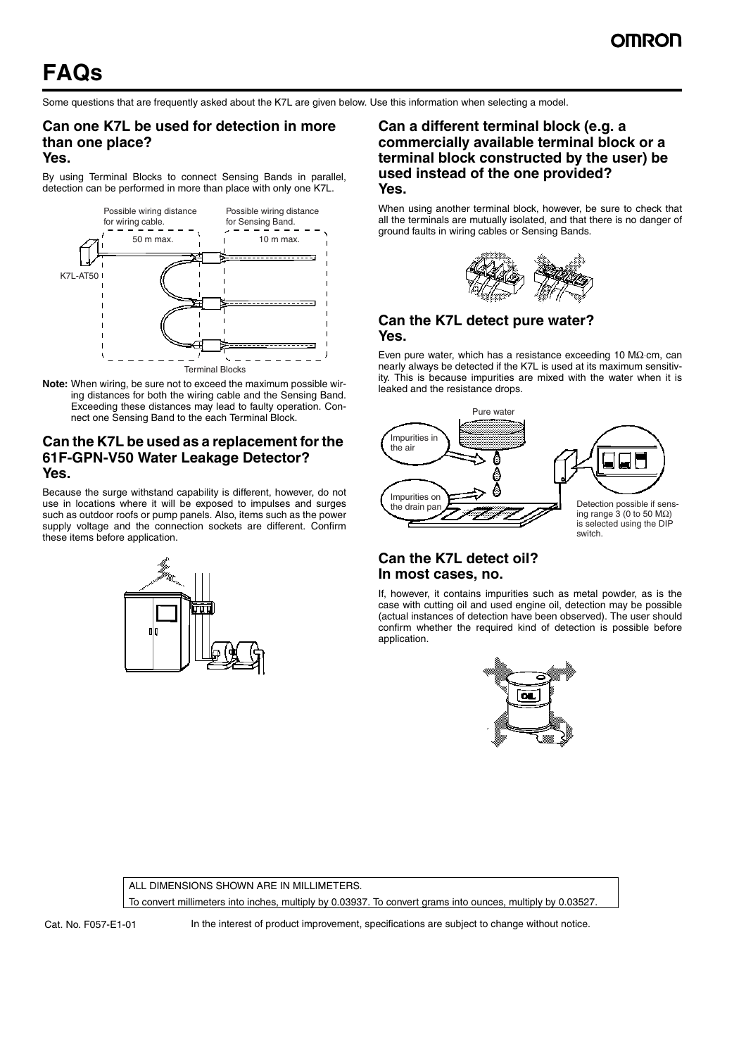# FAQs

Some questions that are frequently asked about the K7L are given below. Use this information when selecting a model.

### Can one K7L be used for detection in more than one place?
### Yes.

By using Terminal Blocks to connect Sensing Bands in parallel, detection can be performed in more than place with only one K7L.

Possible wiring distance for wiring cable.

50 m max.

Possible wiring distance for Sensing Band.

10 m max.

K7L-AT50

Terminal Blocks

**Note:** When wiring, be sure not to exceed the maximum possible wiring distances for both the wiring cable and the Sensing Band. Exceeding these distances may lead to faulty operation. Connect one Sensing Band to the each Terminal Block.

### Can the K7L be used as a replacement for the 61F-GPN-V50 Water Leakage Detector?
### Yes.

Because the surge withstand capability is different, however, do not use in locations where it will be exposed to impulses and surges such as outdoor roofs or pump panels. Also, items such as the power supply voltage and the connection sockets are different. Confirm these items before application.

### Can a different terminal block (e.g. a commercially available terminal block or a terminal block constructed by the user) be used instead of the one provided?
### Yes.

When using another terminal block, however, be sure to check that all the terminals are mutually isolated, and that there is no danger of ground faults in wiring cables or Sensing Bands.

### Can the K7L detect pure water?
### Yes.

Even pure water, which has a resistance exceeding 10 MΩ·cm, can nearly always be detected if the K7L is used at its maximum sensitivity. This is because impurities are mixed with the water when it is leaked and the resistance drops.

Pure water

Impurities in the air

Impurities on the drain pan

Detection possible if sensing range 3 (0 to 50 MΩ) is selected using the DIP switch.

### Can the K7L detect oil?
### In most cases, no.

If, however, it contains impurities such as metal powder, as is the case with cutting oil and used engine oil, detection may be possible (actual instances of detection have been observed). The user should confirm whether the required kind of detection is possible before application.

OIL

ALL DIMENSIONS SHOWN ARE IN MILLIMETERS.

To convert millimeters into inches, multiply by 0.03937. To convert grams into ounces, multiply by 0.03527.

Cat. No. F057-E1-01

In the interest of product improvement, specifications are subject to change without notice.